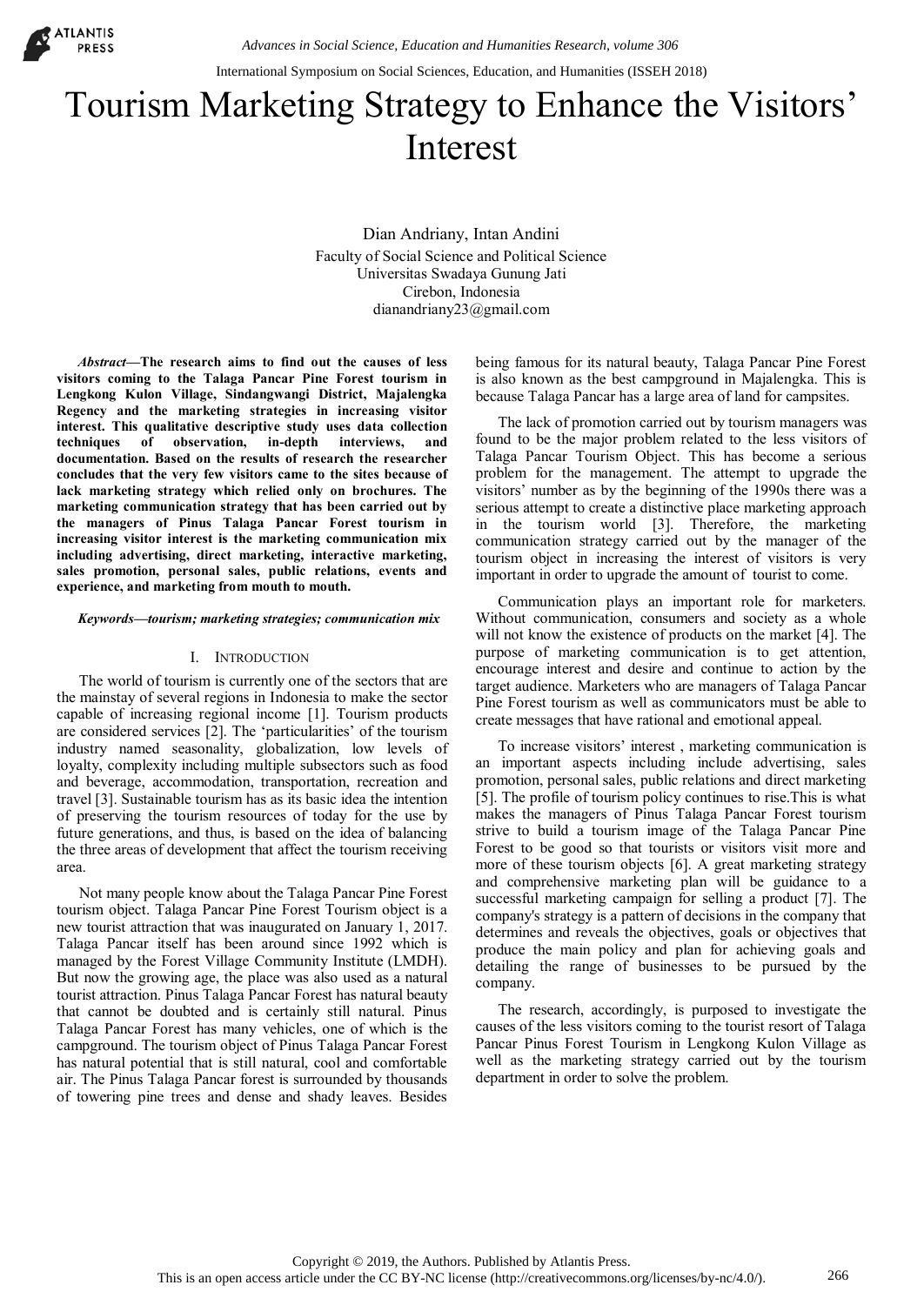# Tourism Marketing Strategy to Enhance the Visitors' Interest

Dian Andriany, Intan Andini
Faculty of Social Science and Political Science
Universitas Swadaya Gunung Jati
Cirebon, Indonesia
dianandriany23@gmail.com

***Abstract*—The research aims to find out the causes of less visitors coming to the Talaga Pancar Pine Forest tourism in Lengkong Kulon Village, Sindangwangi District, Majalengka Regency and the marketing strategies in increasing visitor interest. This qualitative descriptive study uses data collection techniques of observation, in-depth interviews, and documentation. Based on the results of research the researcher concludes that the very few visitors came to the sites because of lack marketing strategy which relied only on brochures. The marketing communication strategy that has been carried out by the managers of Pinus Talaga Pancar Forest tourism in increasing visitor interest is the marketing communication mix including advertising, direct marketing, interactive marketing, sales promotion, personal sales, public relations, events and experience, and marketing from mouth to mouth.**

***Keywords—tourism; marketing strategies; communication mix***

## I. Introduction

The world of tourism is currently one of the sectors that are the mainstay of several regions in Indonesia to make the sector capable of increasing regional income [1]. Tourism products are considered services [2]. The 'particularities' of the tourism industry named seasonality, globalization, low levels of loyalty, complexity including multiple subsectors such as food and beverage, accommodation, transportation, recreation and travel [3]. Sustainable tourism has as its basic idea the intention of preserving the tourism resources of today for the use by future generations, and thus, is based on the idea of balancing the three areas of development that affect the tourism receiving area.

Not many people know about the Talaga Pancar Pine Forest tourism object. Talaga Pancar Pine Forest Tourism object is a new tourist attraction that was inaugurated on January 1, 2017. Talaga Pancar itself has been around since 1992 which is managed by the Forest Village Community Institute (LMDH). But now the growing age, the place was also used as a natural tourist attraction. Pinus Talaga Pancar Forest has natural beauty that cannot be doubted and is certainly still natural. Pinus Talaga Pancar Forest has many vehicles, one of which is the campground. The tourism object of Pinus Talaga Pancar Forest has natural potential that is still natural, cool and comfortable air. The Pinus Talaga Pancar forest is surrounded by thousands of towering pine trees and dense and shady leaves. Besides being famous for its natural beauty, Talaga Pancar Pine Forest is also known as the best campground in Majalengka. This is because Talaga Pancar has a large area of land for campsites.

The lack of promotion carried out by tourism managers was found to be the major problem related to the less visitors of Talaga Pancar Tourism Object. This has become a serious problem for the management. The attempt to upgrade the visitors' number as by the beginning of the 1990s there was a serious attempt to create a distinctive place marketing approach in the tourism world [3]. Therefore, the marketing communication strategy carried out by the manager of the tourism object in increasing the interest of visitors is very important in order to upgrade the amount of tourist to come.

Communication plays an important role for marketers. Without communication, consumers and society as a whole will not know the existence of products on the market [4]. The purpose of marketing communication is to get attention, encourage interest and desire and continue to action by the target audience. Marketers who are managers of Talaga Pancar Pine Forest tourism as well as communicators must be able to create messages that have rational and emotional appeal.

To increase visitors' interest , marketing communication is an important aspects including include advertising, sales promotion, personal sales, public relations and direct marketing [5]. The profile of tourism policy continues to rise.This is what makes the managers of Pinus Talaga Pancar Forest tourism strive to build a tourism image of the Talaga Pancar Pine Forest to be good so that tourists or visitors visit more and more of these tourism objects [6]. A great marketing strategy and comprehensive marketing plan will be guidance to a successful marketing campaign for selling a product [7]. The company's strategy is a pattern of decisions in the company that determines and reveals the objectives, goals or objectives that produce the main policy and plan for achieving goals and detailing the range of businesses to be pursued by the company.

The research, accordingly, is purposed to investigate the causes of the less visitors coming to the tourist resort of Talaga Pancar Pinus Forest Tourism in Lengkong Kulon Village as well as the marketing strategy carried out by the tourism department in order to solve the problem.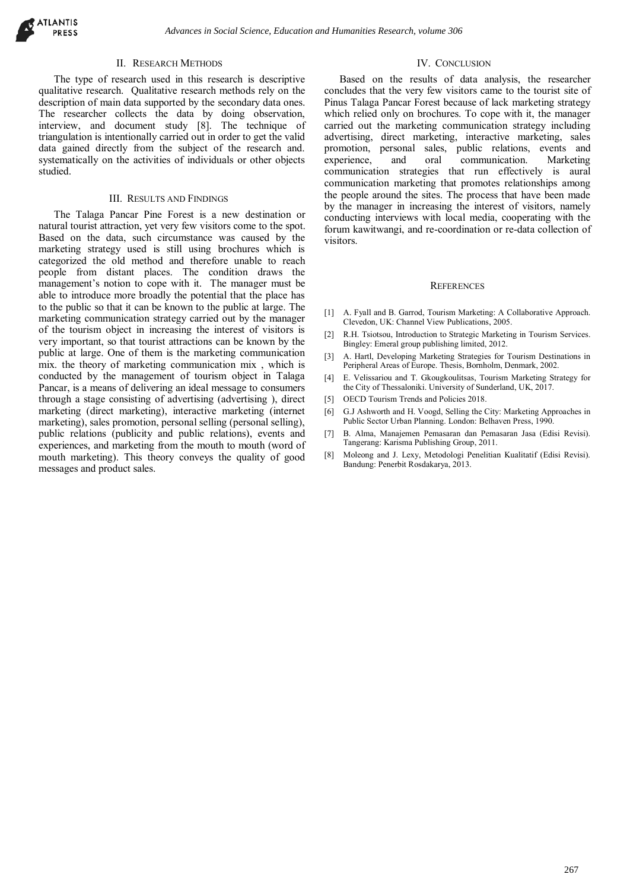## II. Research Methods

The type of research used in this research is descriptive qualitative research. Qualitative research methods rely on the description of main data supported by the secondary data ones. The researcher collects the data by doing observation, interview, and document study [8]. The technique of triangulation is intentionally carried out in order to get the valid data gained directly from the subject of the research and. systematically on the activities of individuals or other objects studied.

## III. Results and Findings

The Talaga Pancar Pine Forest is a new destination or natural tourist attraction, yet very few visitors come to the spot. Based on the data, such circumstance was caused by the marketing strategy used is still using brochures which is categorized the old method and therefore unable to reach people from distant places. The condition draws the management's notion to cope with it. The manager must be able to introduce more broadly the potential that the place has to the public so that it can be known to the public at large. The marketing communication strategy carried out by the manager of the tourism object in increasing the interest of visitors is very important, so that tourist attractions can be known by the public at large. One of them is the marketing communication mix. the theory of marketing communication mix , which is conducted by the management of tourism object in Talaga Pancar, is a means of delivering an ideal message to consumers through a stage consisting of advertising (advertising ), direct marketing (direct marketing), interactive marketing (internet marketing), sales promotion, personal selling (personal selling), public relations (publicity and public relations), events and experiences, and marketing from the mouth to mouth (word of mouth marketing). This theory conveys the quality of good messages and product sales.

## IV. Conclusion

Based on the results of data analysis, the researcher concludes that the very few visitors came to the tourist site of Pinus Talaga Pancar Forest because of lack marketing strategy which relied only on brochures. To cope with it, the manager carried out the marketing communication strategy including advertising, direct marketing, interactive marketing, sales promotion, personal sales, public relations, events and experience, and oral communication. Marketing communication strategies that run effectively is aural communication marketing that promotes relationships among the people around the sites. The process that have been made by the manager in increasing the interest of visitors, namely conducting interviews with local media, cooperating with the forum kawitwangi, and re-coordination or re-data collection of visitors.

## References

[1] A. Fyall and B. Garrod, Tourism Marketing: A Collaborative Approach. Clevedon, UK: Channel View Publications, 2005.

[2] R.H. Tsiotsou, Introduction to Strategic Marketing in Tourism Services. Bingley: Emeral group publishing limited, 2012.

[3] A. Hartl, Developing Marketing Strategies for Tourism Destinations in Peripheral Areas of Europe. Thesis, Bornholm, Denmark, 2002.

[4] E. Velissariou and T. Gkougkoulitsas, Tourism Marketing Strategy for the City of Thessaloniki. University of Sunderland, UK, 2017.

[5] OECD Tourism Trends and Policies 2018.

[6] G.J Ashworth and H. Voogd, Selling the City: Marketing Approaches in Public Sector Urban Planning. London: Belhaven Press, 1990.

[7] B. Alma, Manajemen Pemasaran dan Pemasaran Jasa (Edisi Revisi). Tangerang: Karisma Publishing Group, 2011.

[8] Moleong and J. Lexy, Metodologi Penelitian Kualitatif (Edisi Revisi). Bandung: Penerbit Rosdakarya, 2013.